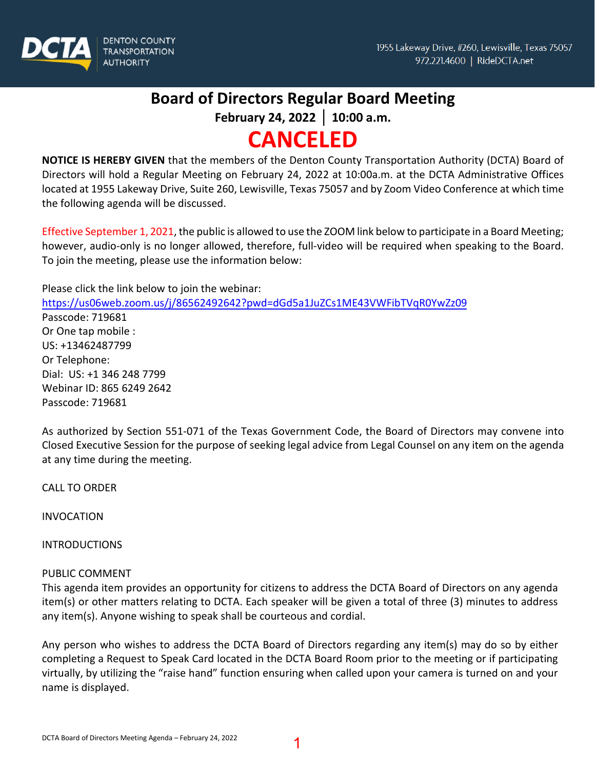DCTA DENTON COUNTY TRANSPORTATION AUTHORITY

1955 Lakeway Drive, #260, Lewisville, Texas 75057
972.221.4600 | RideDCTA.net

# Board of Directors Regular Board Meeting

**February 24, 2022 | 10:00 a.m.**

# CANCELED

**NOTICE IS HEREBY GIVEN** that the members of the Denton County Transportation Authority (DCTA) Board of Directors will hold a Regular Meeting on February 24, 2022 at 10:00a.m. at the DCTA Administrative Offices located at 1955 Lakeway Drive, Suite 260, Lewisville, Texas 75057 and by Zoom Video Conference at which time the following agenda will be discussed.

Effective September 1, 2021, the public is allowed to use the ZOOM link below to participate in a Board Meeting; however, audio-only is no longer allowed, therefore, full-video will be required when speaking to the Board. To join the meeting, please use the information below:

Please click the link below to join the webinar:
https://us06web.zoom.us/j/86562492642?pwd=dGd5a1JuZCs1ME43VWFibTVqR0YwZz09
Passcode: 719681
Or One tap mobile :
US: +13462487799
Or Telephone:
Dial: US: +1 346 248 7799
Webinar ID: 865 6249 2642
Passcode: 719681

As authorized by Section 551-071 of the Texas Government Code, the Board of Directors may convene into Closed Executive Session for the purpose of seeking legal advice from Legal Counsel on any item on the agenda at any time during the meeting.

CALL TO ORDER

INVOCATION

INTRODUCTIONS

PUBLIC COMMENT
This agenda item provides an opportunity for citizens to address the DCTA Board of Directors on any agenda item(s) or other matters relating to DCTA. Each speaker will be given a total of three (3) minutes to address any item(s). Anyone wishing to speak shall be courteous and cordial.

Any person who wishes to address the DCTA Board of Directors regarding any item(s) may do so by either completing a Request to Speak Card located in the DCTA Board Room prior to the meeting or if participating virtually, by utilizing the "raise hand" function ensuring when called upon your camera is turned on and your name is displayed.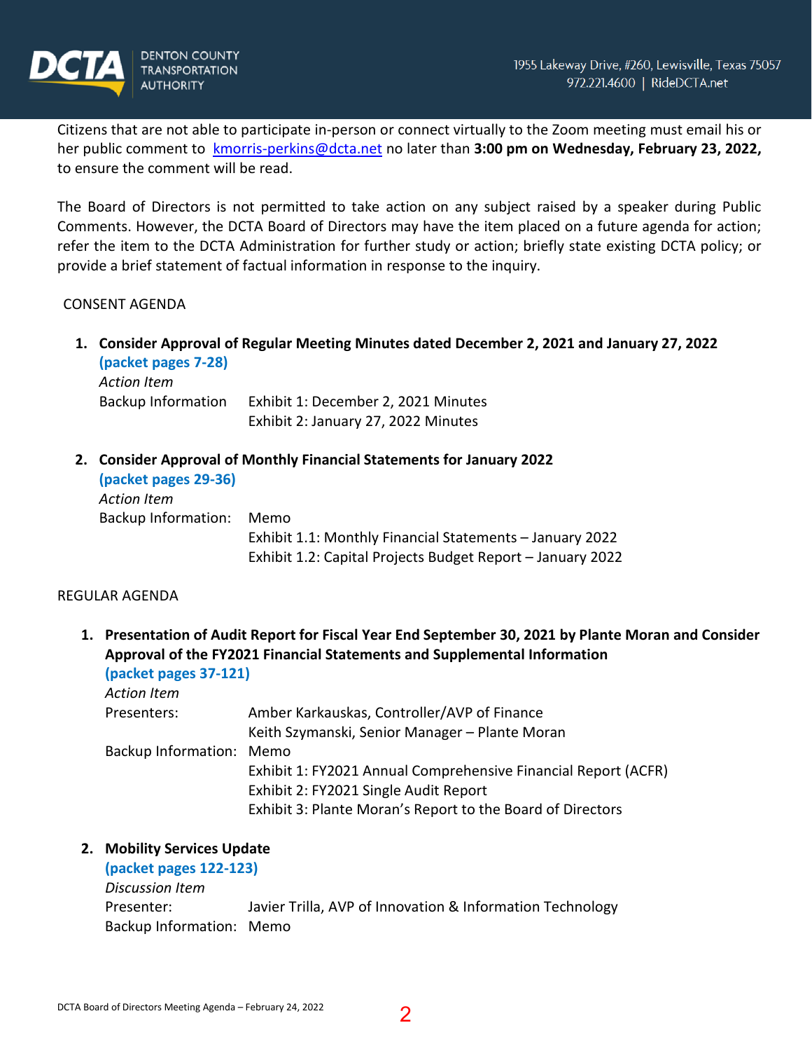Citizens that are not able to participate in-person or connect virtually to the Zoom meeting must email his or her public comment to kmorris-perkins@dcta.net no later than **3:00 pm on Wednesday, February 23, 2022,** to ensure the comment will be read.

The Board of Directors is not permitted to take action on any subject raised by a speaker during Public Comments. However, the DCTA Board of Directors may have the item placed on a future agenda for action; refer the item to the DCTA Administration for further study or action; briefly state existing DCTA policy; or provide a brief statement of factual information in response to the inquiry.

CONSENT AGENDA

1. **Consider Approval of Regular Meeting Minutes dated December 2, 2021 and January 27, 2022**
   **(packet pages 7-28)**
   *Action Item*
   Backup Information: Exhibit 1: December 2, 2021 Minutes
   Exhibit 2: January 27, 2022 Minutes

2. **Consider Approval of Monthly Financial Statements for January 2022**
   **(packet pages 29-36)**
   *Action Item*
   Backup Information: Memo
   Exhibit 1.1: Monthly Financial Statements – January 2022
   Exhibit 1.2: Capital Projects Budget Report – January 2022

REGULAR AGENDA

1. **Presentation of Audit Report for Fiscal Year End September 30, 2021 by Plante Moran and Consider Approval of the FY2021 Financial Statements and Supplemental Information**
   **(packet pages 37-121)**
   *Action Item*
   Presenters: Amber Karkauskas, Controller/AVP of Finance
   Keith Szymanski, Senior Manager – Plante Moran
   Backup Information: Memo
   Exhibit 1: FY2021 Annual Comprehensive Financial Report (ACFR)
   Exhibit 2: FY2021 Single Audit Report
   Exhibit 3: Plante Moran's Report to the Board of Directors

2. **Mobility Services Update**
   **(packet pages 122-123)**
   *Discussion Item*
   Presenter: Javier Trilla, AVP of Innovation & Information Technology
   Backup Information: Memo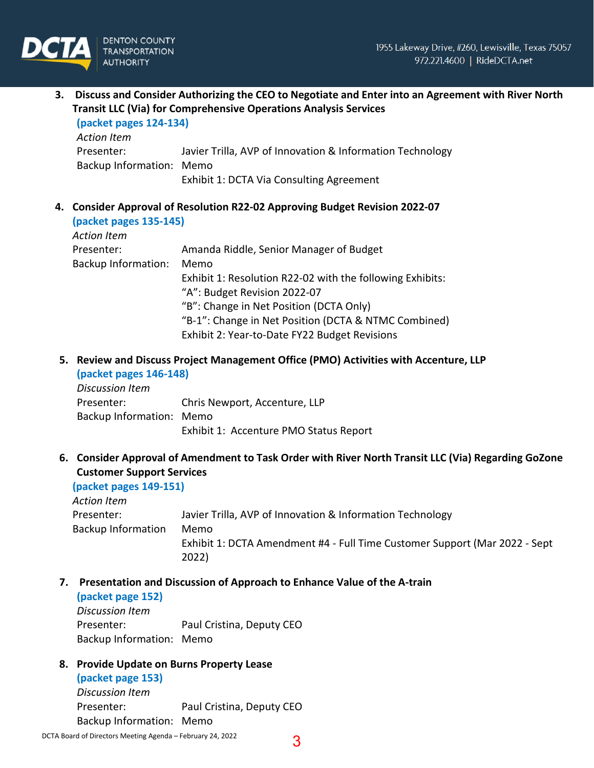3. **Discuss and Consider Authorizing the CEO to Negotiate and Enter into an Agreement with River North Transit LLC (Via) for Comprehensive Operations Analysis Services**
   **(packet pages 124-134)**
   *Action Item*
   Presenter: Javier Trilla, AVP of Innovation & Information Technology
   Backup Information: Memo
   Exhibit 1: DCTA Via Consulting Agreement

4. **Consider Approval of Resolution R22-02 Approving Budget Revision 2022-07**
   **(packet pages 135-145)**
   *Action Item*
   Presenter: Amanda Riddle, Senior Manager of Budget
   Backup Information: Memo
   Exhibit 1: Resolution R22-02 with the following Exhibits:
   "A": Budget Revision 2022-07
   "B": Change in Net Position (DCTA Only)
   "B-1": Change in Net Position (DCTA & NTMC Combined)
   Exhibit 2: Year-to-Date FY22 Budget Revisions

5. **Review and Discuss Project Management Office (PMO) Activities with Accenture, LLP**
   **(packet pages 146-148)**
   *Discussion Item*
   Presenter: Chris Newport, Accenture, LLP
   Backup Information: Memo
   Exhibit 1: Accenture PMO Status Report

6. **Consider Approval of Amendment to Task Order with River North Transit LLC (Via) Regarding GoZone Customer Support Services**
   **(packet pages 149-151)**
   *Action Item*
   Presenter: Javier Trilla, AVP of Innovation & Information Technology
   Backup Information: Memo
   Exhibit 1: DCTA Amendment #4 - Full Time Customer Support (Mar 2022 - Sept 2022)

7. **Presentation and Discussion of Approach to Enhance Value of the A-train**
   **(packet page 152)**
   *Discussion Item*
   Presenter: Paul Cristina, Deputy CEO
   Backup Information: Memo

8. **Provide Update on Burns Property Lease**
   **(packet page 153)**
   *Discussion Item*
   Presenter: Paul Cristina, Deputy CEO
   Backup Information: Memo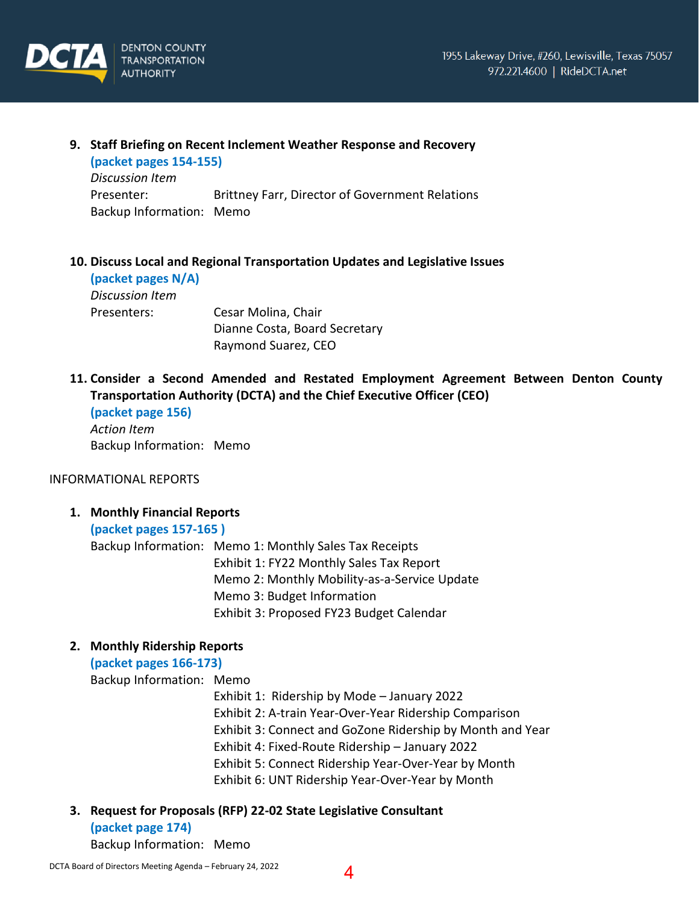9. **Staff Briefing on Recent Inclement Weather Response and Recovery**
   **(packet pages 154-155)**
   *Discussion Item*
   Presenter: Brittney Farr, Director of Government Relations
   Backup Information: Memo

10. **Discuss Local and Regional Transportation Updates and Legislative Issues**
    **(packet pages N/A)**
    *Discussion Item*
    Presenters: Cesar Molina, Chair
    Dianne Costa, Board Secretary
    Raymond Suarez, CEO

11. **Consider a Second Amended and Restated Employment Agreement Between Denton County Transportation Authority (DCTA) and the Chief Executive Officer (CEO)**
    **(packet page 156)**
    *Action Item*
    Backup Information: Memo

INFORMATIONAL REPORTS

1. **Monthly Financial Reports**
   **(packet pages 157-165 )**
   Backup Information: Memo 1: Monthly Sales Tax Receipts
   Exhibit 1: FY22 Monthly Sales Tax Report
   Memo 2: Monthly Mobility-as-a-Service Update
   Memo 3: Budget Information
   Exhibit 3: Proposed FY23 Budget Calendar

2. **Monthly Ridership Reports**
   **(packet pages 166-173)**
   Backup Information: Memo
   Exhibit 1: Ridership by Mode – January 2022
   Exhibit 2: A-train Year-Over-Year Ridership Comparison
   Exhibit 3: Connect and GoZone Ridership by Month and Year
   Exhibit 4: Fixed-Route Ridership – January 2022
   Exhibit 5: Connect Ridership Year-Over-Year by Month
   Exhibit 6: UNT Ridership Year-Over-Year by Month

3. **Request for Proposals (RFP) 22-02 State Legislative Consultant**
   **(packet page 174)**
   Backup Information: Memo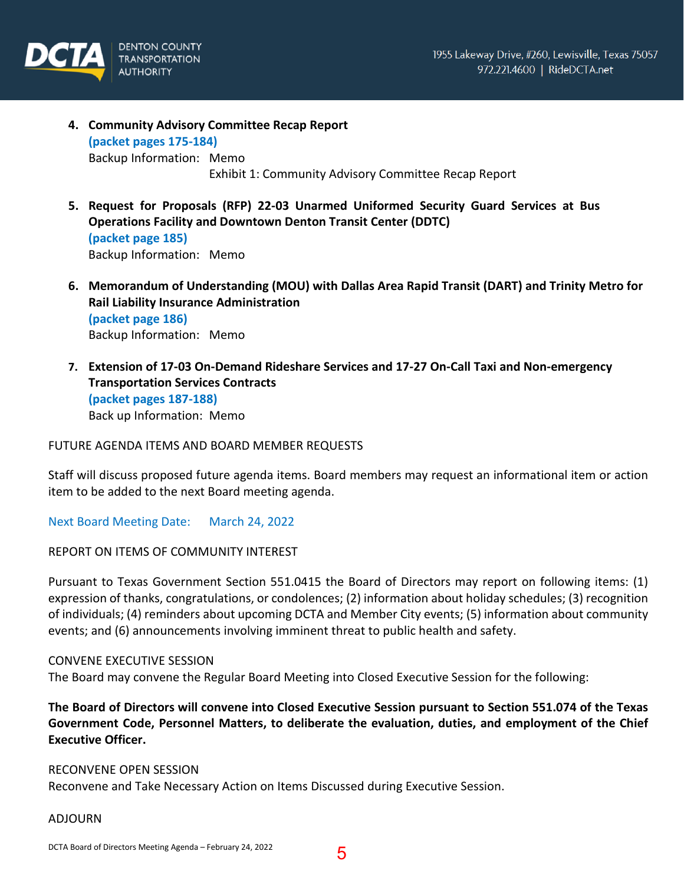4. **Community Advisory Committee Recap Report**
   **(packet pages 175-184)**
   Backup Information: Memo
   Exhibit 1: Community Advisory Committee Recap Report

5. **Request for Proposals (RFP) 22-03 Unarmed Uniformed Security Guard Services at Bus Operations Facility and Downtown Denton Transit Center (DDTC)**
   **(packet page 185)**
   Backup Information: Memo

6. **Memorandum of Understanding (MOU) with Dallas Area Rapid Transit (DART) and Trinity Metro for Rail Liability Insurance Administration**
   **(packet page 186)**
   Backup Information: Memo

7. **Extension of 17-03 On-Demand Rideshare Services and 17-27 On-Call Taxi and Non-emergency Transportation Services Contracts**
   **(packet pages 187-188)**
   Back up Information: Memo

FUTURE AGENDA ITEMS AND BOARD MEMBER REQUESTS

Staff will discuss proposed future agenda items. Board members may request an informational item or action item to be added to the next Board meeting agenda.

Next Board Meeting Date: March 24, 2022

REPORT ON ITEMS OF COMMUNITY INTEREST

Pursuant to Texas Government Section 551.0415 the Board of Directors may report on following items: (1) expression of thanks, congratulations, or condolences; (2) information about holiday schedules; (3) recognition of individuals; (4) reminders about upcoming DCTA and Member City events; (5) information about community events; and (6) announcements involving imminent threat to public health and safety.

CONVENE EXECUTIVE SESSION
The Board may convene the Regular Board Meeting into Closed Executive Session for the following:

**The Board of Directors will convene into Closed Executive Session pursuant to Section 551.074 of the Texas Government Code, Personnel Matters, to deliberate the evaluation, duties, and employment of the Chief Executive Officer.**

RECONVENE OPEN SESSION
Reconvene and Take Necessary Action on Items Discussed during Executive Session.

ADJOURN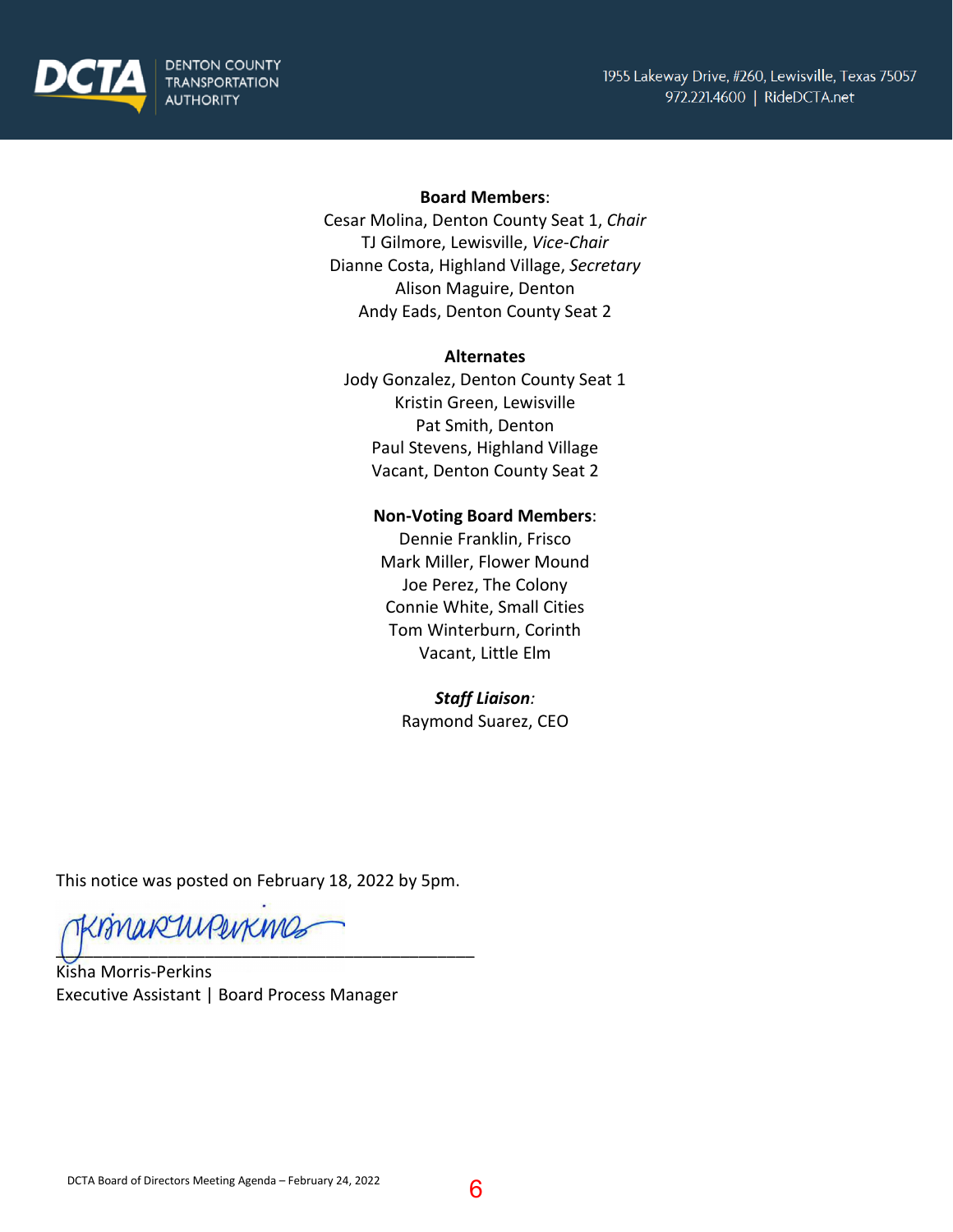**Board Members**:
Cesar Molina, Denton County Seat 1, *Chair*
TJ Gilmore, Lewisville, *Vice-Chair*
Dianne Costa, Highland Village, *Secretary*
Alison Maguire, Denton
Andy Eads, Denton County Seat 2

**Alternates**
Jody Gonzalez, Denton County Seat 1
Kristin Green, Lewisville
Pat Smith, Denton
Paul Stevens, Highland Village
Vacant, Denton County Seat 2

**Non-Voting Board Members**:
Dennie Franklin, Frisco
Mark Miller, Flower Mound
Joe Perez, The Colony
Connie White, Small Cities
Tom Winterburn, Corinth
Vacant, Little Elm

***Staff Liaison****:*
Raymond Suarez, CEO

This notice was posted on February 18, 2022 by 5pm.

______________________________________________
Kisha Morris-Perkins
Executive Assistant | Board Process Manager